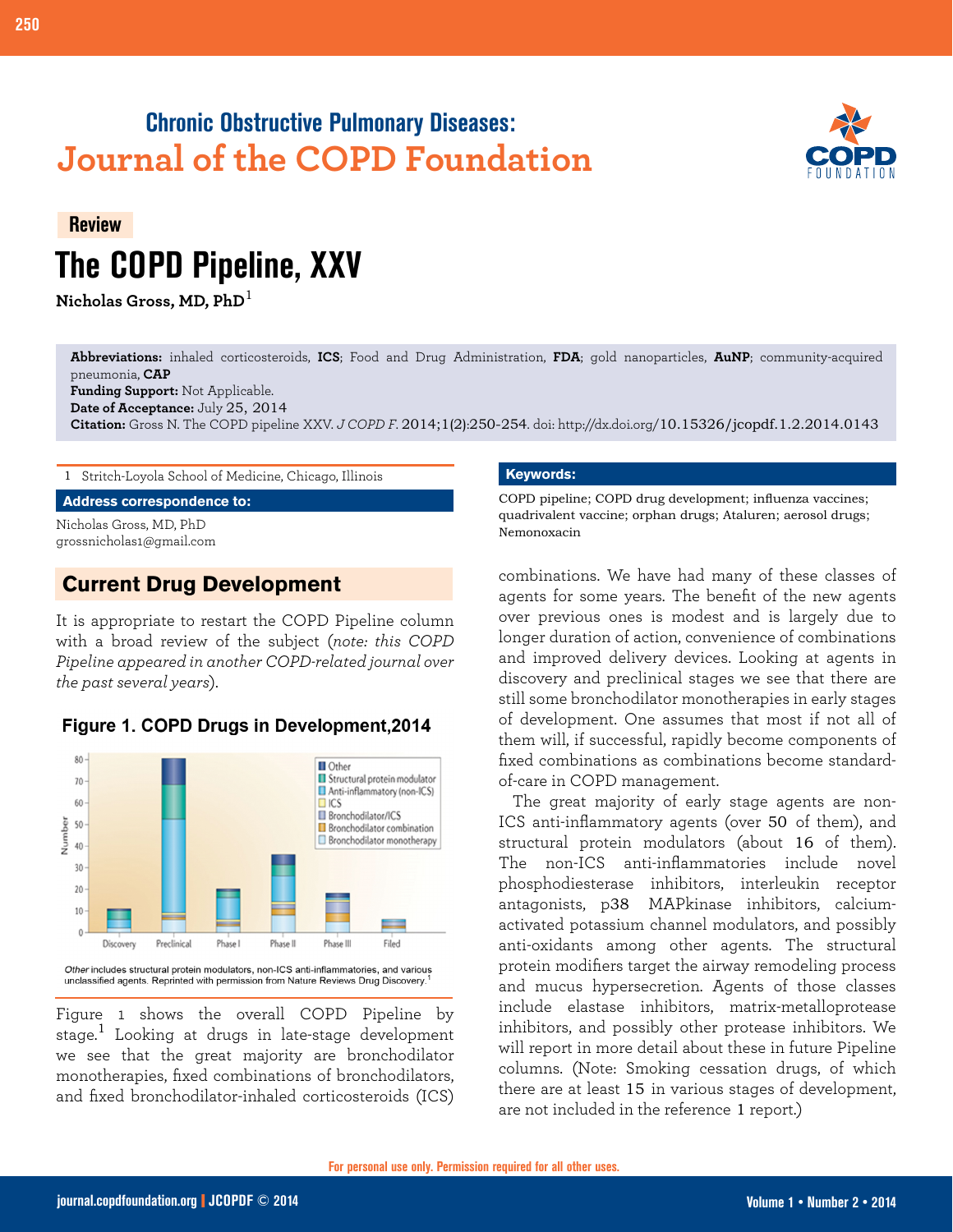Chronic Obstructive Pulmonary Diseases:
Journal of the COPD Foundation

**Review**

# The COPD Pipeline, XXV

**Nicholas Gross, MD, PhD**[1]

**Abbreviations:** inhaled corticosteroids, **ICS**; Food and Drug Administration, **FDA**; gold nanoparticles, **AuNP**; community-acquired pneumonia, **CAP**
**Funding Support:** Not Applicable.
**Date of Acceptance:** July 25, 2014
**Citation:** Gross N. The COPD pipeline XXV. *J COPD F.* 2014;1(2):250-254. doi: http://dx.doi.org/10.15326/jcopdf.1.2.2014.0143

1 Stritch-Loyola School of Medicine, Chicago, Illinois

**Address correspondence to:**

Nicholas Gross, MD, PhD
grossnicholas1@gmail.com

**Keywords:**

COPD pipeline; COPD drug development; influenza vaccines; quadrivalent vaccine; orphan drugs; Ataluren; aerosol drugs; Nemonoxacin

## Current Drug Development

It is appropriate to restart the COPD Pipeline column with a broad review of the subject (*note: this COPD Pipeline appeared in another COPD-related journal over the past several years*).

**Figure 1. COPD Drugs in Development,2014**

*Other* includes structural protein modulators, non-ICS anti-inflammatories, and various unclassified agents. Reprinted with permission from Nature Reviews Drug Discovery.[1]

Figure 1 shows the overall COPD Pipeline by stage.[1] Looking at drugs in late-stage development we see that the great majority are bronchodilator monotherapies, fixed combinations of bronchodilators, and fixed bronchodilator-inhaled corticosteroids (ICS) combinations. We have had many of these classes of agents for some years. The benefit of the new agents over previous ones is modest and is largely due to longer duration of action, convenience of combinations and improved delivery devices. Looking at agents in discovery and preclinical stages we see that there are still some bronchodilator monotherapies in early stages of development. One assumes that most if not all of them will, if successful, rapidly become components of fixed combinations as combinations become standard-of-care in COPD management.

The great majority of early stage agents are non-ICS anti-inflammatory agents (over 50 of them), and structural protein modulators (about 16 of them). The non-ICS anti-inflammatories include novel phosphodiesterase inhibitors, interleukin receptor antagonists, p38 MAPkinase inhibitors, calcium-activated potassium channel modulators, and possibly anti-oxidants among other agents. The structural protein modifiers target the airway remodeling process and mucus hypersecretion. Agents of those classes include elastase inhibitors, matrix-metalloprotease inhibitors, and possibly other protease inhibitors. We will report in more detail about these in future Pipeline columns. (Note: Smoking cessation drugs, of which there are at least 15 in various stages of development, are not included in the reference 1 report.)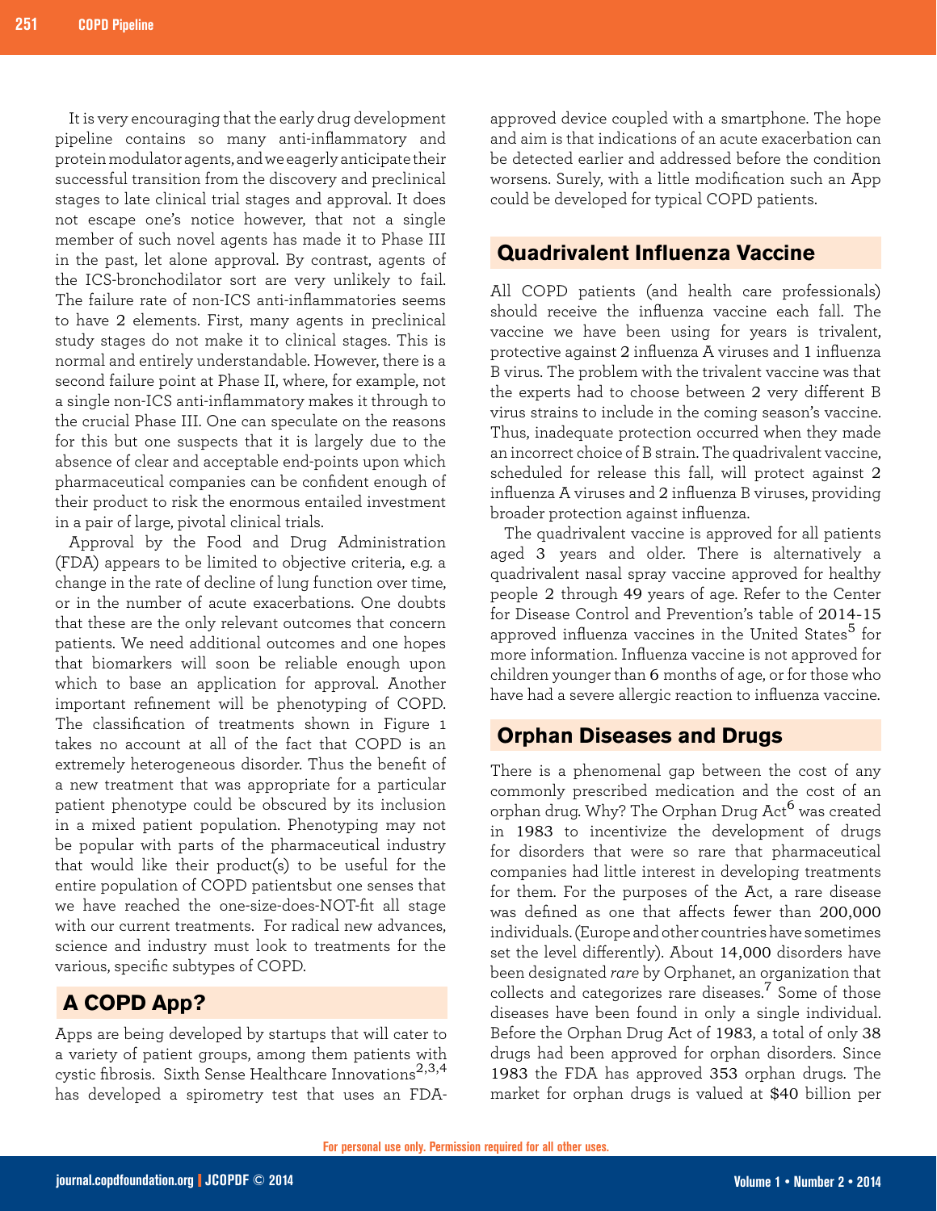It is very encouraging that the early drug development pipeline contains so many anti-inflammatory and protein modulator agents, and we eagerly anticipate their successful transition from the discovery and preclinical stages to late clinical trial stages and approval. It does not escape one's notice however, that not a single member of such novel agents has made it to Phase III in the past, let alone approval. By contrast, agents of the ICS-bronchodilator sort are very unlikely to fail. The failure rate of non-ICS anti-inflammatories seems to have 2 elements. First, many agents in preclinical study stages do not make it to clinical stages. This is normal and entirely understandable. However, there is a second failure point at Phase II, where, for example, not a single non-ICS anti-inflammatory makes it through to the crucial Phase III. One can speculate on the reasons for this but one suspects that it is largely due to the absence of clear and acceptable end-points upon which pharmaceutical companies can be confident enough of their product to risk the enormous entailed investment in a pair of large, pivotal clinical trials.

Approval by the Food and Drug Administration (FDA) appears to be limited to objective criteria, e.g. a change in the rate of decline of lung function over time, or in the number of acute exacerbations. One doubts that these are the only relevant outcomes that concern patients. We need additional outcomes and one hopes that biomarkers will soon be reliable enough upon which to base an application for approval. Another important refinement will be phenotyping of COPD. The classification of treatments shown in Figure 1 takes no account at all of the fact that COPD is an extremely heterogeneous disorder. Thus the benefit of a new treatment that was appropriate for a particular patient phenotype could be obscured by its inclusion in a mixed patient population. Phenotyping may not be popular with parts of the pharmaceutical industry that would like their product(s) to be useful for the entire population of COPD patientsbut one senses that we have reached the one-size-does-NOT-fit all stage with our current treatments. For radical new advances, science and industry must look to treatments for the various, specific subtypes of COPD.

## A COPD App?

Apps are being developed by startups that will cater to a variety of patient groups, among them patients with cystic fibrosis. Sixth Sense Healthcare Innovations[2,3,4] has developed a spirometry test that uses an FDA-approved device coupled with a smartphone. The hope and aim is that indications of an acute exacerbation can be detected earlier and addressed before the condition worsens. Surely, with a little modification such an App could be developed for typical COPD patients.

## Quadrivalent Influenza Vaccine

All COPD patients (and health care professionals) should receive the influenza vaccine each fall. The vaccine we have been using for years is trivalent, protective against 2 influenza A viruses and 1 influenza B virus. The problem with the trivalent vaccine was that the experts had to choose between 2 very different B virus strains to include in the coming season's vaccine. Thus, inadequate protection occurred when they made an incorrect choice of B strain. The quadrivalent vaccine, scheduled for release this fall, will protect against 2 influenza A viruses and 2 influenza B viruses, providing broader protection against influenza.

The quadrivalent vaccine is approved for all patients aged 3 years and older. There is alternatively a quadrivalent nasal spray vaccine approved for healthy people 2 through 49 years of age. Refer to the Center for Disease Control and Prevention's table of 2014-15 approved influenza vaccines in the United States[5] for more information. Influenza vaccine is not approved for children younger than 6 months of age, or for those who have had a severe allergic reaction to influenza vaccine.

## Orphan Diseases and Drugs

There is a phenomenal gap between the cost of any commonly prescribed medication and the cost of an orphan drug. Why? The Orphan Drug Act[6] was created in 1983 to incentivize the development of drugs for disorders that were so rare that pharmaceutical companies had little interest in developing treatments for them. For the purposes of the Act, a rare disease was defined as one that affects fewer than 200,000 individuals. (Europe and other countries have sometimes set the level differently). About 14,000 disorders have been designated *rare* by Orphanet, an organization that collects and categorizes rare diseases.[7] Some of those diseases have been found in only a single individual. Before the Orphan Drug Act of 1983, a total of only 38 drugs had been approved for orphan disorders. Since 1983 the FDA has approved 353 orphan drugs. The market for orphan drugs is valued at $40 billion per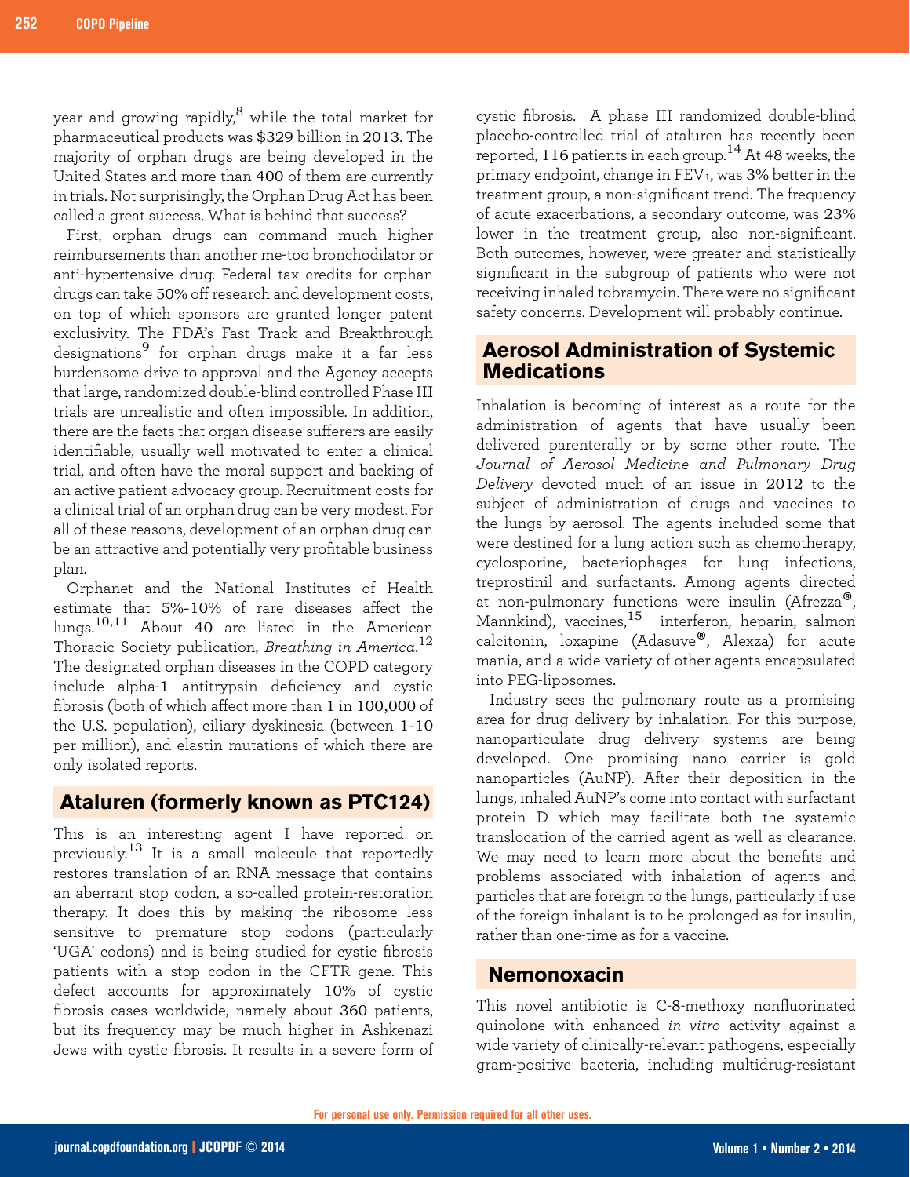year and growing rapidly,[8] while the total market for pharmaceutical products was $329 billion in 2013. The majority of orphan drugs are being developed in the United States and more than 400 of them are currently in trials. Not surprisingly, the Orphan Drug Act has been called a great success. What is behind that success?

First, orphan drugs can command much higher reimbursements than another me-too bronchodilator or anti-hypertensive drug. Federal tax credits for orphan drugs can take 50% off research and development costs, on top of which sponsors are granted longer patent exclusivity. The FDA's Fast Track and Breakthrough designations[9] for orphan drugs make it a far less burdensome drive to approval and the Agency accepts that large, randomized double-blind controlled Phase III trials are unrealistic and often impossible. In addition, there are the facts that organ disease sufferers are easily identifiable, usually well motivated to enter a clinical trial, and often have the moral support and backing of an active patient advocacy group. Recruitment costs for a clinical trial of an orphan drug can be very modest. For all of these reasons, development of an orphan drug can be an attractive and potentially very profitable business plan.

Orphanet and the National Institutes of Health estimate that 5%-10% of rare diseases affect the lungs.[10,11] About 40 are listed in the American Thoracic Society publication, *Breathing in America*.[12] The designated orphan diseases in the COPD category include alpha-1 antitrypsin deficiency and cystic fibrosis (both of which affect more than 1 in 100,000 of the U.S. population), ciliary dyskinesia (between 1-10 per million), and elastin mutations of which there are only isolated reports.

## Ataluren (formerly known as PTC124)

This is an interesting agent I have reported on previously.[13] It is a small molecule that reportedly restores translation of an RNA message that contains an aberrant stop codon, a so-called protein-restoration therapy. It does this by making the ribosome less sensitive to premature stop codons (particularly 'UGA' codons) and is being studied for cystic fibrosis patients with a stop codon in the CFTR gene. This defect accounts for approximately 10% of cystic fibrosis cases worldwide, namely about 360 patients, but its frequency may be much higher in Ashkenazi Jews with cystic fibrosis. It results in a severe form of cystic fibrosis. A phase III randomized double-blind placebo-controlled trial of ataluren has recently been reported, 116 patients in each group.[14] At 48 weeks, the primary endpoint, change in $FEV_1$, was 3% better in the treatment group, a non-significant trend. The frequency of acute exacerbations, a secondary outcome, was 23% lower in the treatment group, also non-significant. Both outcomes, however, were greater and statistically significant in the subgroup of patients who were not receiving inhaled tobramycin. There were no significant safety concerns. Development will probably continue.

## Aerosol Administration of Systemic Medications

Inhalation is becoming of interest as a route for the administration of agents that have usually been delivered parenterally or by some other route. The *Journal of Aerosol Medicine and Pulmonary Drug Delivery* devoted much of an issue in 2012 to the subject of administration of drugs and vaccines to the lungs by aerosol. The agents included some that were destined for a lung action such as chemotherapy, cyclosporine, bacteriophages for lung infections, treprostinil and surfactants. Among agents directed at non-pulmonary functions were insulin (Afrezza®, Mannkind), vaccines,[15] interferon, heparin, salmon calcitonin, loxapine (Adasuve®, Alexza) for acute mania, and a wide variety of other agents encapsulated into PEG-liposomes.

Industry sees the pulmonary route as a promising area for drug delivery by inhalation. For this purpose, nanoparticulate drug delivery systems are being developed. One promising nano carrier is gold nanoparticles (AuNP). After their deposition in the lungs, inhaled AuNP's come into contact with surfactant protein D which may facilitate both the systemic translocation of the carried agent as well as clearance. We may need to learn more about the benefits and problems associated with inhalation of agents and particles that are foreign to the lungs, particularly if use of the foreign inhalant is to be prolonged as for insulin, rather than one-time as for a vaccine.

## Nemonoxacin

This novel antibiotic is C-8-methoxy nonfluorinated quinolone with enhanced *in vitro* activity against a wide variety of clinically-relevant pathogens, especially gram-positive bacteria, including multidrug-resistant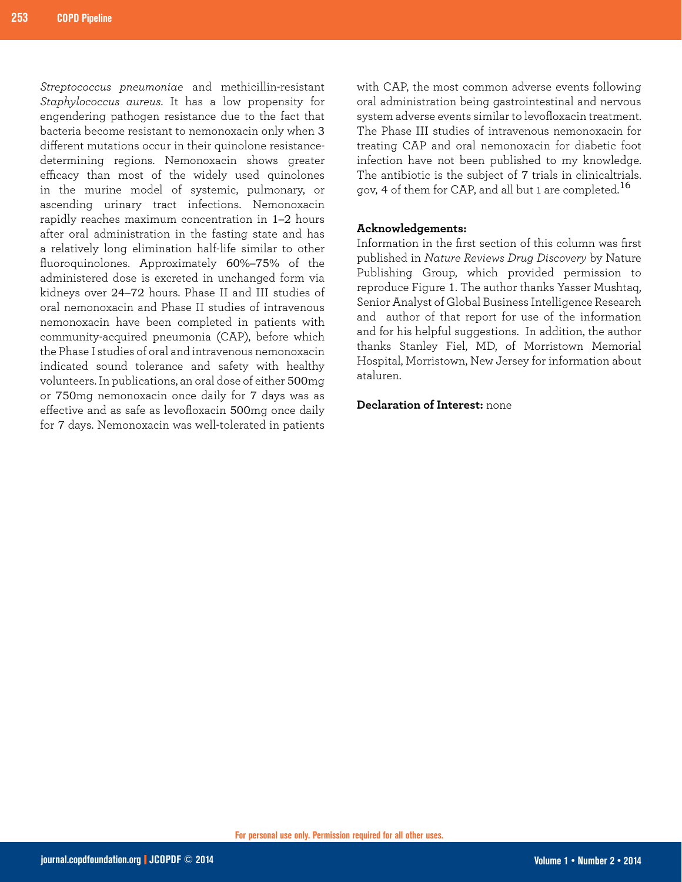*Streptococcus pneumoniae* and methicillin-resistant *Staphylococcus aureus*. It has a low propensity for engendering pathogen resistance due to the fact that bacteria become resistant to nemonoxacin only when 3 different mutations occur in their quinolone resistance-determining regions. Nemonoxacin shows greater efficacy than most of the widely used quinolones in the murine model of systemic, pulmonary, or ascending urinary tract infections. Nemonoxacin rapidly reaches maximum concentration in 1–2 hours after oral administration in the fasting state and has a relatively long elimination half-life similar to other fluoroquinolones. Approximately 60%–75% of the administered dose is excreted in unchanged form via kidneys over 24–72 hours. Phase II and III studies of oral nemonoxacin and Phase II studies of intravenous nemonoxacin have been completed in patients with community-acquired pneumonia (CAP), before which the Phase I studies of oral and intravenous nemonoxacin indicated sound tolerance and safety with healthy volunteers. In publications, an oral dose of either 500mg or 750mg nemonoxacin once daily for 7 days was as effective and as safe as levofloxacin 500mg once daily for 7 days. Nemonoxacin was well-tolerated in patients with CAP, the most common adverse events following oral administration being gastrointestinal and nervous system adverse events similar to levofloxacin treatment. The Phase III studies of intravenous nemonoxacin for treating CAP and oral nemonoxacin for diabetic foot infection have not been published to my knowledge. The antibiotic is the subject of 7 trials in clinicaltrials.gov, 4 of them for CAP, and all but 1 are completed.[16]

**Acknowledgements:**

Information in the first section of this column was first published in *Nature Reviews Drug Discovery* by Nature Publishing Group, which provided permission to reproduce Figure 1. The author thanks Yasser Mushtaq, Senior Analyst of Global Business Intelligence Research and author of that report for use of the information and for his helpful suggestions. In addition, the author thanks Stanley Fiel, MD, of Morristown Memorial Hospital, Morristown, New Jersey for information about ataluren.

**Declaration of Interest:** none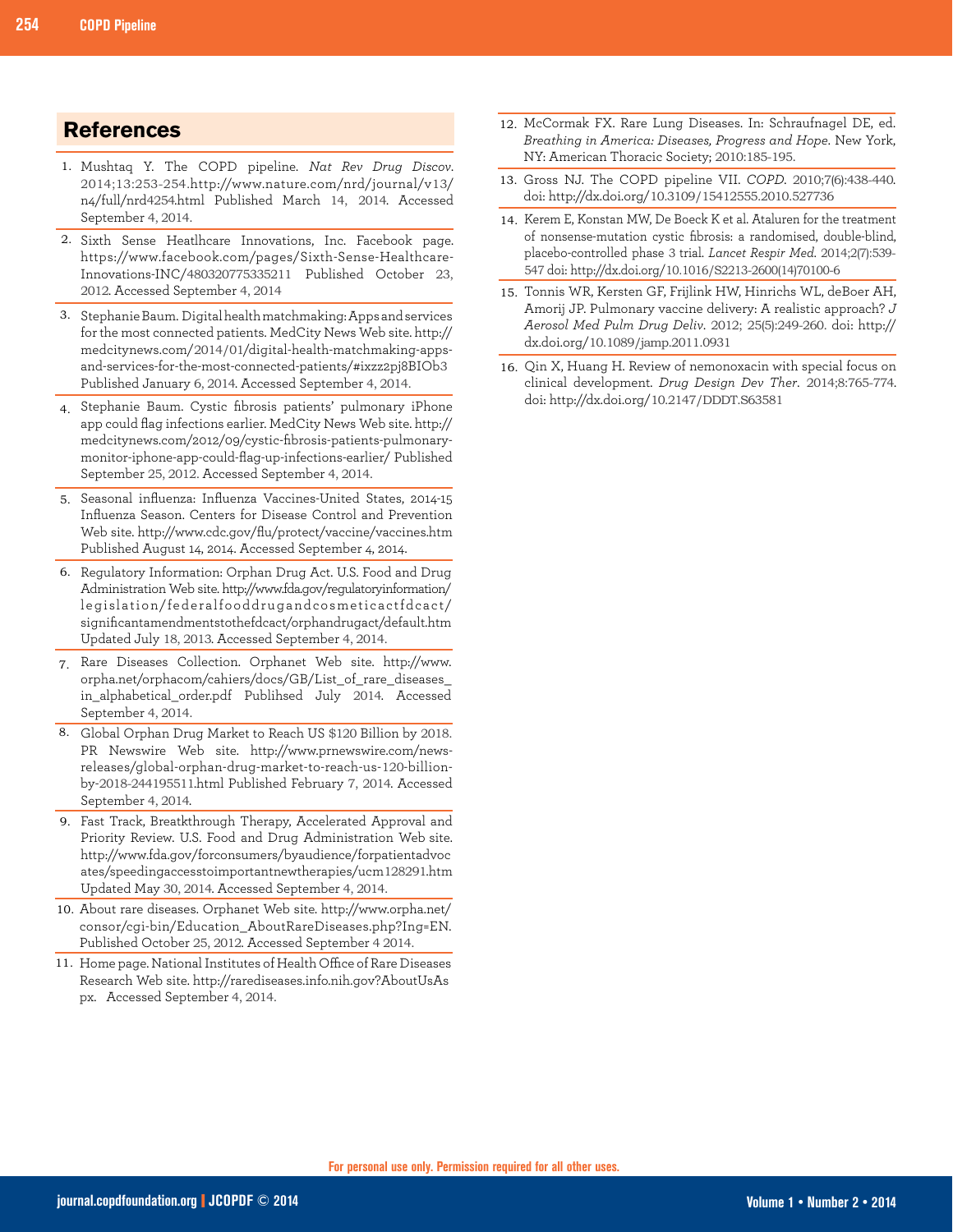## References

1. Mushtaq Y. The COPD pipeline. *Nat Rev Drug Discov*. 2014;13:253-254.http://www.nature.com/nrd/journal/v13/n4/full/nrd4254.html Published March 14, 2014. Accessed September 4, 2014.
2. Sixth Sense Heatlhcare Innovations, Inc. Facebook page. https://www.facebook.com/pages/Sixth-Sense-Healthcare-Innovations-INC/480320775335211 Published October 23, 2012. Accessed September 4, 2014
3. Stephanie Baum. Digital health matchmaking: Apps and services for the most connected patients. MedCity News Web site. http://medcitynews.com/2014/01/digital-health-matchmaking-apps-and-services-for-the-most-connected-patients/#ixzz2pj8BIOb3 Published January 6, 2014. Accessed September 4, 2014.
4. Stephanie Baum. Cystic fibrosis patients' pulmonary iPhone app could flag infections earlier. MedCity News Web site. http://medcitynews.com/2012/09/cystic-fibrosis-patients-pulmonary-monitor-iphone-app-could-flag-up-infections-earlier/ Published September 25, 2012. Accessed September 4, 2014.
5. Seasonal influenza: Influenza Vaccines-United States, 2014-15 Influenza Season. Centers for Disease Control and Prevention Web site. http://www.cdc.gov/flu/protect/vaccine/vaccines.htm Published August 14, 2014. Accessed September 4, 2014.
6. Regulatory Information: Orphan Drug Act. U.S. Food and Drug Administration Web site. http://www.fda.gov/regulatoryinformation/legislation/federalfooddrugandcosmeticactfdcact/significantamendmentstothefdcact/orphandrugact/default.htm Updated July 18, 2013. Accessed September 4, 2014.
7. Rare Diseases Collection. Orphanet Web site. http://www.orpha.net/orphacom/cahiers/docs/GB/List_of_rare_diseases_in_alphabetical_order.pdf Publihsed July 2014. Accessed September 4, 2014.
8. Global Orphan Drug Market to Reach US $120 Billion by 2018. PR Newswire Web site. http://www.prnewswire.com/news-releases/global-orphan-drug-market-to-reach-us-120-billion-by-2018-244195511.html Published February 7, 2014. Accessed September 4, 2014.
9. Fast Track, Breakthrough Therapy, Accelerated Approval and Priority Review. U.S. Food and Drug Administration Web site. http://www.fda.gov/forconsumers/byaudience/forpatientadvocates/speedingaccesstoimportantnewtherapies/ucm128291.htm Updated May 30, 2014. Accessed September 4, 2014.
10. About rare diseases. Orphanet Web site. http://www.orpha.net/consor/cgi-bin/Education_AboutRareDiseases.php?lng=EN. Published October 25, 2012. Accessed September 4 2014.
11. Home page. National Institutes of Health Office of Rare Diseases Research Web site. http://rarediseases.info.nih.gov?AboutUsAspx. Accessed September 4, 2014.
12. McCormak FX. Rare Lung Diseases. In: Schraufnagel DE, ed. *Breathing in America: Diseases, Progress and Hope*. New York, NY: American Thoracic Society; 2010:185-195.
13. Gross NJ. The COPD pipeline VII. *COPD*. 2010;7(6):438-440. doi: http://dx.doi.org/10.3109/15412555.2010.527736
14. Kerem E, Konstan MW, De Boeck K et al. Ataluren for the treatment of nonsense-mutation cystic fibrosis: a randomised, double-blind, placebo-controlled phase 3 trial. *Lancet Respir Med*. 2014;2(7):539-547 doi: http://dx.doi.org/10.1016/S2213-2600(14)70100-6
15. Tonnis WR, Kersten GF, Frijlink HW, Hinrichs WL, deBoer AH, Amorij JP. Pulmonary vaccine delivery: A realistic approach? *J Aerosol Med Pulm Drug Deliv*. 2012; 25(5):249-260. doi: http://dx.doi.org/10.1089/jamp.2011.0931
16. Qin X, Huang H. Review of nemonoxacin with special focus on clinical development. *Drug Design Dev Ther*. 2014;8:765-774. doi: http://dx.doi.org/10.2147/DDDT.S63581